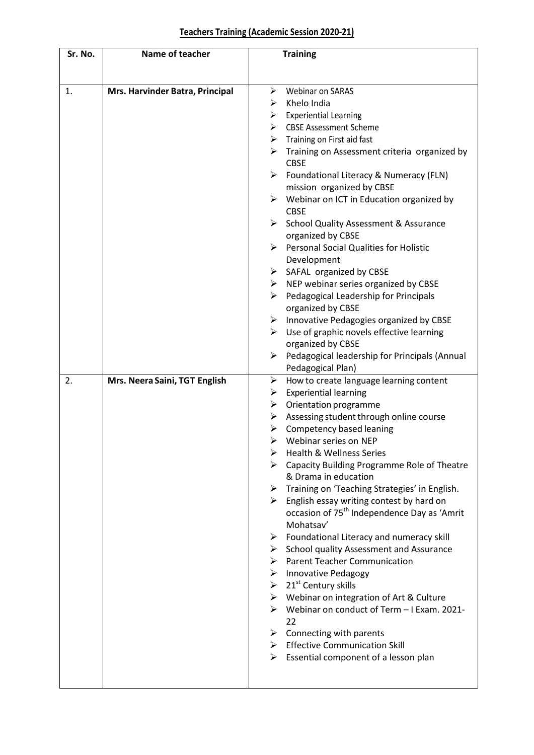# Teachers Training (Academic Session 2020-21)

| Sr. No. | Name of teacher | Training |
|---|---|---|
| 1. | **Mrs. Harvinder Batra, Principal** | ➢ Webinar on SARAS<br>➢ Khelo India<br>➢ Experiential Learning<br>➢ CBSE Assessment Scheme<br>➢ Training on First aid fast<br>➢ Training on Assessment criteria organized by CBSE<br>➢ Foundational Literacy & Numeracy (FLN) mission organized by CBSE<br>➢ Webinar on ICT in Education organized by CBSE<br>➢ School Quality Assessment & Assurance organized by CBSE<br>➢ Personal Social Qualities for Holistic Development<br>➢ SAFAL organized by CBSE<br>➢ NEP webinar series organized by CBSE<br>➢ Pedagogical Leadership for Principals organized by CBSE<br>➢ Innovative Pedagogies organized by CBSE<br>➢ Use of graphic novels effective learning organized by CBSE<br>➢ Pedagogical leadership for Principals (Annual Pedagogical Plan) |
| 2. | **Mrs. Neera Saini, TGT English** | ➢ How to create language learning content<br>➢ Experiential learning<br>➢ Orientation programme<br>➢ Assessing student through online course<br>➢ Competency based leaning<br>➢ Webinar series on NEP<br>➢ Health & Wellness Series<br>➢ Capacity Building Programme Role of Theatre & Drama in education<br>➢ Training on 'Teaching Strategies' in English.<br>➢ English essay writing contest by hard on occasion of 75th Independence Day as 'Amrit Mohatsav'<br>➢ Foundational Literacy and numeracy skill<br>➢ School quality Assessment and Assurance<br>➢ Parent Teacher Communication<br>➢ Innovative Pedagogy<br>➢ 21st Century skills<br>➢ Webinar on integration of Art & Culture<br>➢ Webinar on conduct of Term – I Exam. 2021-22<br>➢ Connecting with parents<br>➢ Effective Communication Skill<br>➢ Essential component of a lesson plan |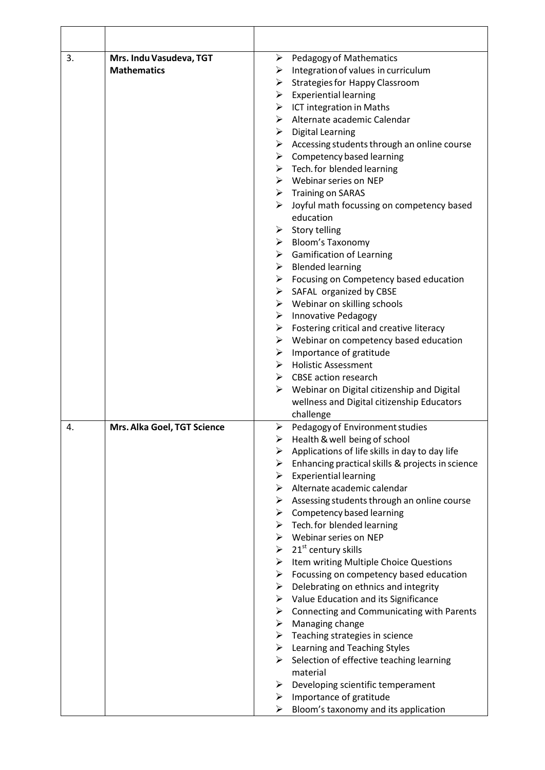| | | |
|---|---|---|
| 3. | **Mrs. Indu Vasudeva, TGT Mathematics** | ➢ Pedagogy of Mathematics<br>➢ Integration of values in curriculum<br>➢ Strategies for Happy Classroom<br>➢ Experiential learning<br>➢ ICT integration in Maths<br>➢ Alternate academic Calendar<br>➢ Digital Learning<br>➢ Accessing students through an online course<br>➢ Competency based learning<br>➢ Tech. for blended learning<br>➢ Webinar series on NEP<br>➢ Training on SARAS<br>➢ Joyful math focussing on competency based education<br>➢ Story telling<br>➢ Bloom's Taxonomy<br>➢ Gamification of Learning<br>➢ Blended learning<br>➢ Focusing on Competency based education<br>➢ SAFAL organized by CBSE<br>➢ Webinar on skilling schools<br>➢ Innovative Pedagogy<br>➢ Fostering critical and creative literacy<br>➢ Webinar on competency based education<br>➢ Importance of gratitude<br>➢ Holistic Assessment<br>➢ CBSE action research<br>➢ Webinar on Digital citizenship and Digital wellness and Digital citizenship Educators challenge |
| 4. | **Mrs. Alka Goel, TGT Science** | ➢ Pedagogy of Environment studies<br>➢ Health & well being of school<br>➢ Applications of life skills in day to day life<br>➢ Enhancing practical skills & projects in science<br>➢ Experiential learning<br>➢ Alternate academic calendar<br>➢ Assessing students through an online course<br>➢ Competency based learning<br>➢ Tech. for blended learning<br>➢ Webinar series on NEP<br>➢ 21st century skills<br>➢ Item writing Multiple Choice Questions<br>➢ Focussing on competency based education<br>➢ Delebrating on ethnics and integrity<br>➢ Value Education and its Significance<br>➢ Connecting and Communicating with Parents<br>➢ Managing change<br>➢ Teaching strategies in science<br>➢ Learning and Teaching Styles<br>➢ Selection of effective teaching learning material<br>➢ Developing scientific temperament<br>➢ Importance of gratitude<br>➢ Bloom's taxonomy and its application |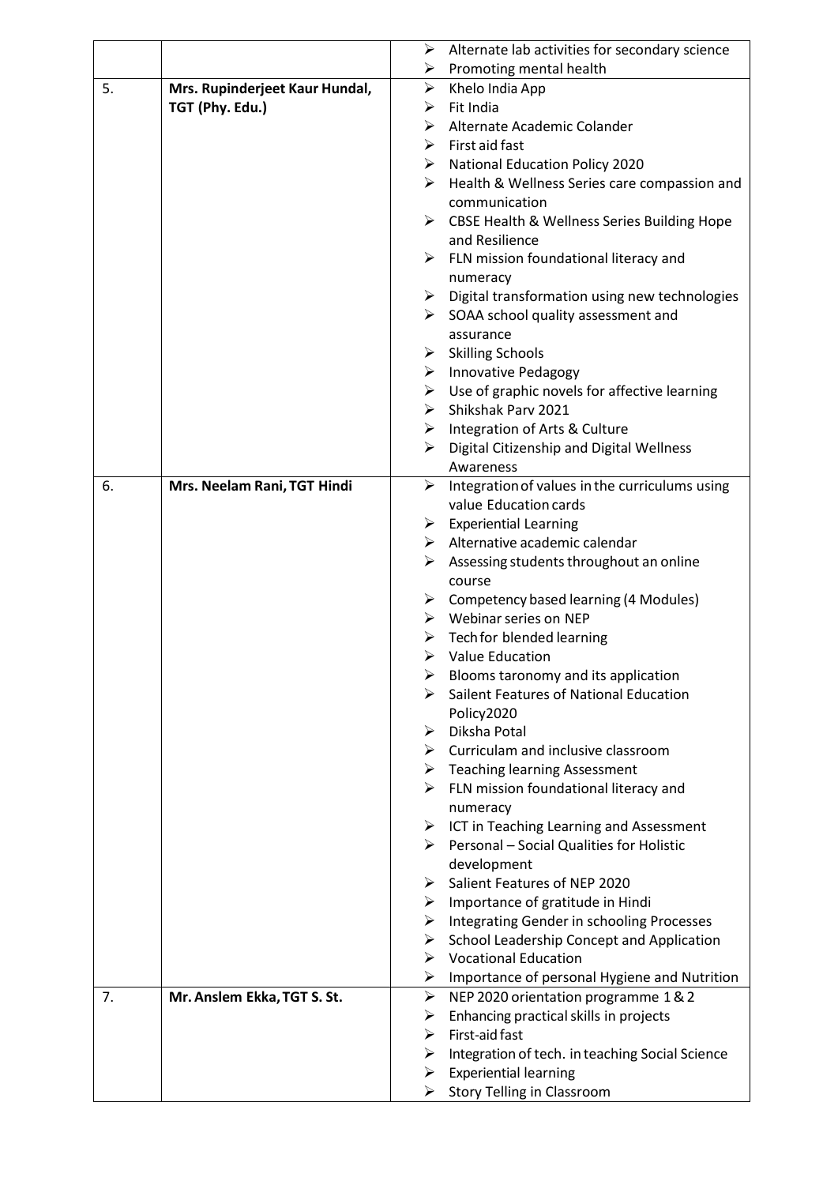| | | |
|---|---|---|
| | | ➢ Alternate lab activities for secondary science<br>➢ Promoting mental health |
| 5. | **Mrs. Rupinderjeet Kaur Hundal, TGT (Phy. Edu.)** | ➢ Khelo India App<br>➢ Fit India<br>➢ Alternate Academic Colander<br>➢ First aid fast<br>➢ National Education Policy 2020<br>➢ Health & Wellness Series care compassion and communication<br>➢ CBSE Health & Wellness Series Building Hope and Resilience<br>➢ FLN mission foundational literacy and numeracy<br>➢ Digital transformation using new technologies<br>➢ SOAA school quality assessment and assurance<br>➢ Skilling Schools<br>➢ Innovative Pedagogy<br>➢ Use of graphic novels for affective learning<br>➢ Shikshak Parv 2021<br>➢ Integration of Arts & Culture<br>➢ Digital Citizenship and Digital Wellness Awareness |
| 6. | **Mrs. Neelam Rani, TGT Hindi** | ➢ Integration of values in the curriculums using value Education cards<br>➢ Experiential Learning<br>➢ Alternative academic calendar<br>➢ Assessing students throughout an online course<br>➢ Competency based learning (4 Modules)<br>➢ Webinar series on NEP<br>➢ Tech for blended learning<br>➢ Value Education<br>➢ Blooms taronomy and its application<br>➢ Sailent Features of National Education Policy2020<br>➢ Diksha Potal<br>➢ Curriculam and inclusive classroom<br>➢ Teaching learning Assessment<br>➢ FLN mission foundational literacy and numeracy<br>➢ ICT in Teaching Learning and Assessment<br>➢ Personal – Social Qualities for Holistic development<br>➢ Salient Features of NEP 2020<br>➢ Importance of gratitude in Hindi<br>➢ Integrating Gender in schooling Processes<br>➢ School Leadership Concept and Application<br>➢ Vocational Education<br>➢ Importance of personal Hygiene and Nutrition |
| 7. | **Mr. Anslem Ekka, TGT S. St.** | ➢ NEP 2020 orientation programme 1 & 2<br>➢ Enhancing practical skills in projects<br>➢ First-aid fast<br>➢ Integration of tech. in teaching Social Science<br>➢ Experiential learning<br>➢ Story Telling in Classroom |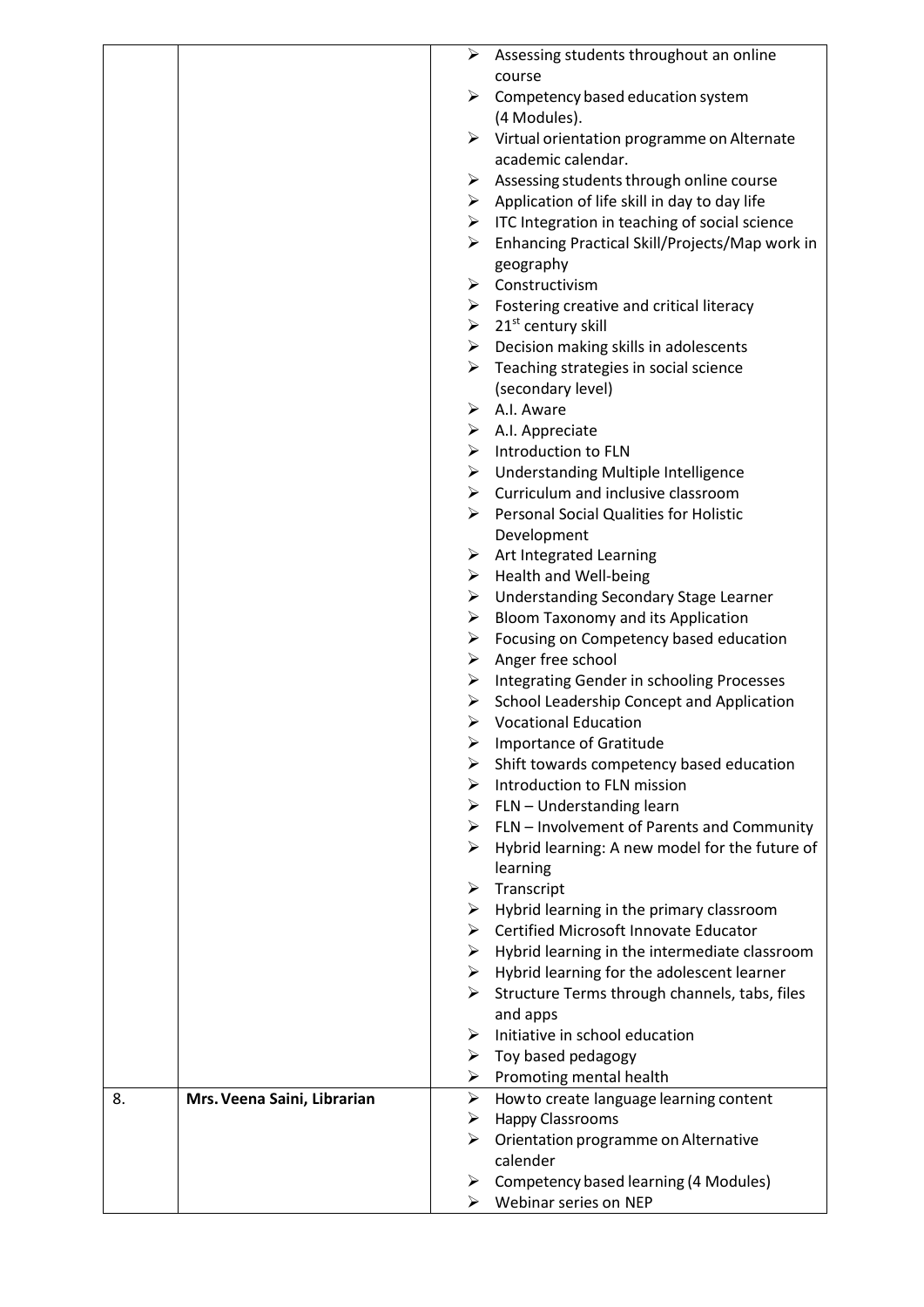| | | |
|---|---|---|
| | | ➢ Assessing students throughout an online course<br>➢ Competency based education system (4 Modules).<br>➢ Virtual orientation programme on Alternate academic calendar.<br>➢ Assessing students through online course<br>➢ Application of life skill in day to day life<br>➢ ITC Integration in teaching of social science<br>➢ Enhancing Practical Skill/Projects/Map work in geography<br>➢ Constructivism<br>➢ Fostering creative and critical literacy<br>➢ 21st century skill<br>➢ Decision making skills in adolescents<br>➢ Teaching strategies in social science (secondary level)<br>➢ A.I. Aware<br>➢ A.I. Appreciate<br>➢ Introduction to FLN<br>➢ Understanding Multiple Intelligence<br>➢ Curriculum and inclusive classroom<br>➢ Personal Social Qualities for Holistic Development<br>➢ Art Integrated Learning<br>➢ Health and Well-being<br>➢ Understanding Secondary Stage Learner<br>➢ Bloom Taxonomy and its Application<br>➢ Focusing on Competency based education<br>➢ Anger free school<br>➢ Integrating Gender in schooling Processes<br>➢ School Leadership Concept and Application<br>➢ Vocational Education<br>➢ Importance of Gratitude<br>➢ Shift towards competency based education<br>➢ Introduction to FLN mission<br>➢ FLN – Understanding learn<br>➢ FLN – Involvement of Parents and Community<br>➢ Hybrid learning: A new model for the future of learning<br>➢ Transcript<br>➢ Hybrid learning in the primary classroom<br>➢ Certified Microsoft Innovate Educator<br>➢ Hybrid learning in the intermediate classroom<br>➢ Hybrid learning for the adolescent learner<br>➢ Structure Terms through channels, tabs, files and apps<br>➢ Initiative in school education<br>➢ Toy based pedagogy<br>➢ Promoting mental health |
| 8. | **Mrs. Veena Saini, Librarian** | ➢ Howto create language learning content<br>➢ Happy Classrooms<br>➢ Orientation programme on Alternative calender<br>➢ Competency based learning (4 Modules)<br>➢ Webinar series on NEP |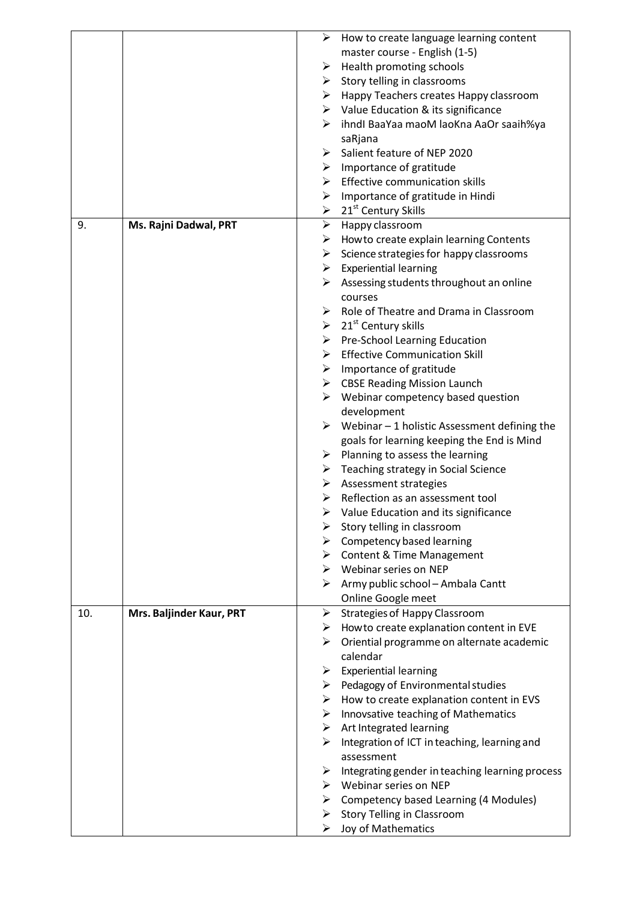| | | |
|---|---|---|
| | | ➢ How to create language learning content master course - English (1-5)<br>➢ Health promoting schools<br>➢ Story telling in classrooms<br>➢ Happy Teachers creates Happy classroom<br>➢ Value Education & its significance<br>➢ ihndI BaaYaa maoM laoKna AaOr saaih%ya saRjana<br>➢ Salient feature of NEP 2020<br>➢ Importance of gratitude<br>➢ Effective communication skills<br>➢ Importance of gratitude in Hindi<br>➢ 21st Century Skills |
| 9. | **Ms. Rajni Dadwal, PRT** | ➢ Happy classroom<br>➢ Howto create explain learning Contents<br>➢ Science strategies for happy classrooms<br>➢ Experiential learning<br>➢ Assessing students throughout an online courses<br>➢ Role of Theatre and Drama in Classroom<br>➢ 21st Century skills<br>➢ Pre-School Learning Education<br>➢ Effective Communication Skill<br>➢ Importance of gratitude<br>➢ CBSE Reading Mission Launch<br>➢ Webinar competency based question development<br>➢ Webinar – 1 holistic Assessment defining the goals for learning keeping the End is Mind<br>➢ Planning to assess the learning<br>➢ Teaching strategy in Social Science<br>➢ Assessment strategies<br>➢ Reflection as an assessment tool<br>➢ Value Education and its significance<br>➢ Story telling in classroom<br>➢ Competency based learning<br>➢ Content & Time Management<br>➢ Webinar series on NEP<br>➢ Army public school – Ambala Cantt Online Google meet |
| 10. | **Mrs. Baljinder Kaur, PRT** | ➢ Strategies of Happy Classroom<br>➢ Howto create explanation content in EVE<br>➢ Oriential programme on alternate academic calendar<br>➢ Experiential learning<br>➢ Pedagogy of Environmental studies<br>➢ How to create explanation content in EVS<br>➢ Innovsative teaching of Mathematics<br>➢ Art Integrated learning<br>➢ Integration of ICT in teaching, learning and assessment<br>➢ Integrating gender in teaching learning process<br>➢ Webinar series on NEP<br>➢ Competency based Learning (4 Modules)<br>➢ Story Telling in Classroom<br>➢ Joy of Mathematics |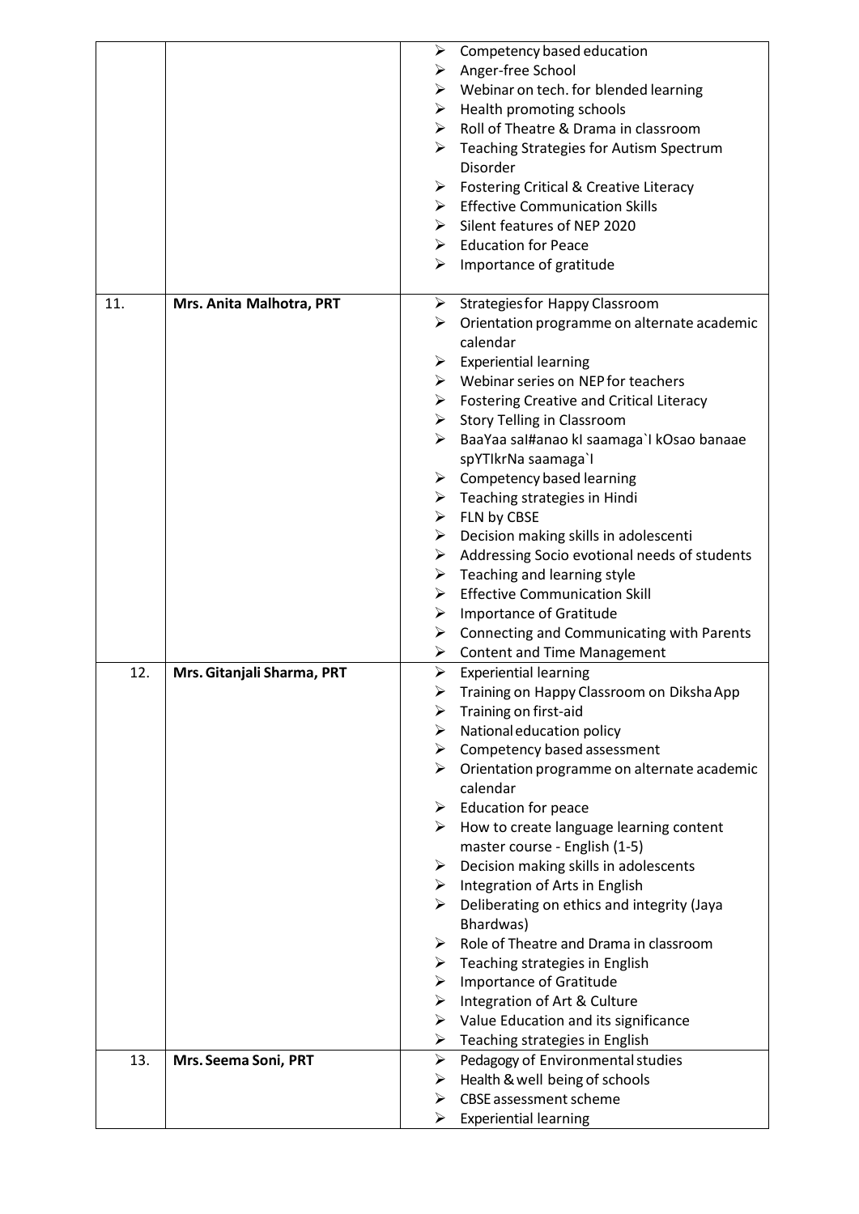| | | |
|---|---|---|
| | | ➢ Competency based education<br>➢ Anger-free School<br>➢ Webinar on tech. for blended learning<br>➢ Health promoting schools<br>➢ Roll of Theatre & Drama in classroom<br>➢ Teaching Strategies for Autism Spectrum Disorder<br>➢ Fostering Critical & Creative Literacy<br>➢ Effective Communication Skills<br>➢ Silent features of NEP 2020<br>➢ Education for Peace<br>➢ Importance of gratitude |
| 11. | **Mrs. Anita Malhotra, PRT** | ➢ Strategies for Happy Classroom<br>➢ Orientation programme on alternate academic calendar<br>➢ Experiential learning<br>➢ Webinar series on NEP for teachers<br>➢ Fostering Creative and Critical Literacy<br>➢ Story Telling in Classroom<br>➢ BaaYaa saI#anao kI saamaga`I kOsao banaae spYTIkrNa saamaga`I<br>➢ Competency based learning<br>➢ Teaching strategies in Hindi<br>➢ FLN by CBSE<br>➢ Decision making skills in adolescenti<br>➢ Addressing Socio evotional needs of students<br>➢ Teaching and learning style<br>➢ Effective Communication Skill<br>➢ Importance of Gratitude<br>➢ Connecting and Communicating with Parents<br>➢ Content and Time Management |
| 12. | **Mrs. Gitanjali Sharma, PRT** | ➢ Experiential learning<br>➢ Training on Happy Classroom on Diksha App<br>➢ Training on first-aid<br>➢ National education policy<br>➢ Competency based assessment<br>➢ Orientation programme on alternate academic calendar<br>➢ Education for peace<br>➢ How to create language learning content master course - English (1-5)<br>➢ Decision making skills in adolescents<br>➢ Integration of Arts in English<br>➢ Deliberating on ethics and integrity (Jaya Bhardwas)<br>➢ Role of Theatre and Drama in classroom<br>➢ Teaching strategies in English<br>➢ Importance of Gratitude<br>➢ Integration of Art & Culture<br>➢ Value Education and its significance<br>➢ Teaching strategies in English |
| 13. | **Mrs. Seema Soni, PRT** | ➢ Pedagogy of Environmental studies<br>➢ Health & well being of schools<br>➢ CBSE assessment scheme<br>➢ Experiential learning |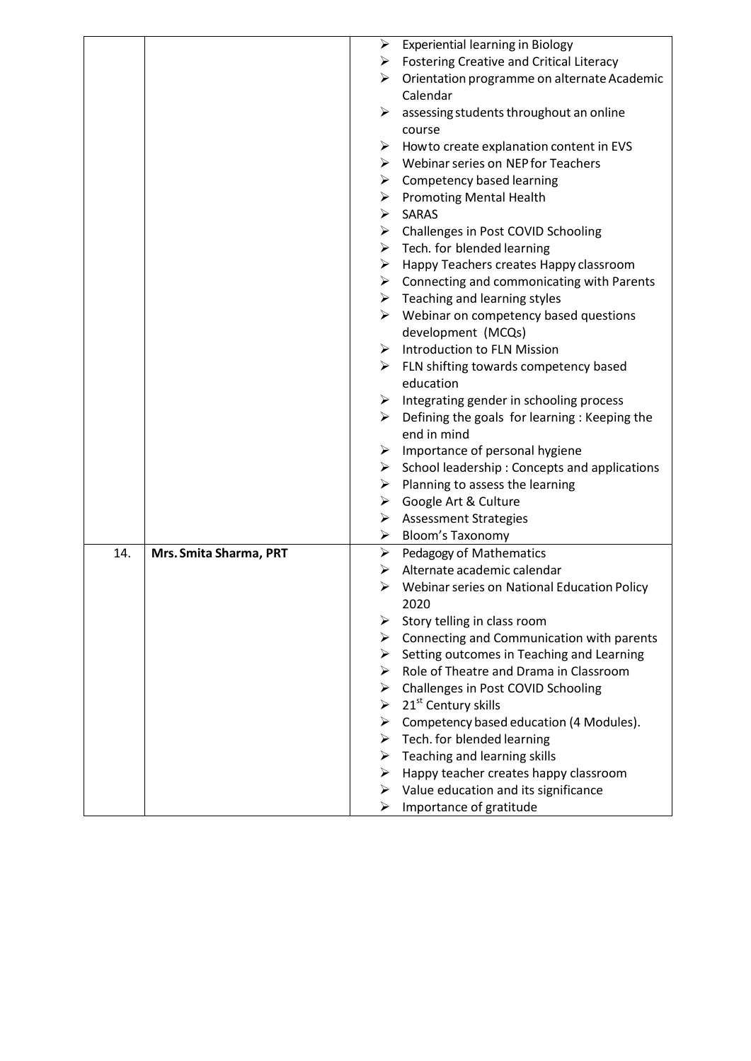| | | |
|---|---|---|
| | | ➢ Experiential learning in Biology<br>➢ Fostering Creative and Critical Literacy<br>➢ Orientation programme on alternate Academic Calendar<br>➢ assessing students throughout an online course<br>➢ Howto create explanation content in EVS<br>➢ Webinar series on NEP for Teachers<br>➢ Competency based learning<br>➢ Promoting Mental Health<br>➢ SARAS<br>➢ Challenges in Post COVID Schooling<br>➢ Tech. for blended learning<br>➢ Happy Teachers creates Happy classroom<br>➢ Connecting and commonicating with Parents<br>➢ Teaching and learning styles<br>➢ Webinar on competency based questions development (MCQs)<br>➢ Introduction to FLN Mission<br>➢ FLN shifting towards competency based education<br>➢ Integrating gender in schooling process<br>➢ Defining the goals for learning : Keeping the end in mind<br>➢ Importance of personal hygiene<br>➢ School leadership : Concepts and applications<br>➢ Planning to assess the learning<br>➢ Google Art & Culture<br>➢ Assessment Strategies<br>➢ Bloom's Taxonomy |
| 14. | **Mrs. Smita Sharma, PRT** | ➢ Pedagogy of Mathematics<br>➢ Alternate academic calendar<br>➢ Webinar series on National Education Policy 2020<br>➢ Story telling in class room<br>➢ Connecting and Communication with parents<br>➢ Setting outcomes in Teaching and Learning<br>➢ Role of Theatre and Drama in Classroom<br>➢ Challenges in Post COVID Schooling<br>➢ 21st Century skills<br>➢ Competency based education (4 Modules).<br>➢ Tech. for blended learning<br>➢ Teaching and learning skills<br>➢ Happy teacher creates happy classroom<br>➢ Value education and its significance<br>➢ Importance of gratitude |